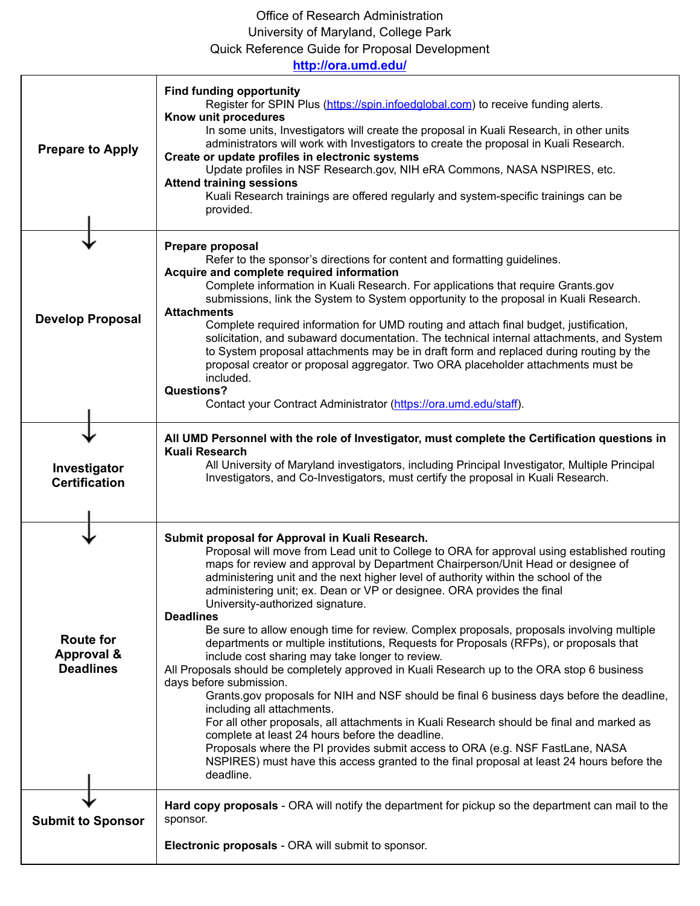Office of Research Administration
University of Maryland, College Park
Quick Reference Guide for Proposal Development
**http://ora.umd.edu/**

| Step | Details |
|---|---|
| **Prepare to Apply** | **Find funding opportunity**<br>Register for SPIN Plus (https://spin.infoedglobal.com) to receive funding alerts.<br>**Know unit procedures**<br>In some units, Investigators will create the proposal in Kuali Research, in other units administrators will work with Investigators to create the proposal in Kuali Research.<br>**Create or update profiles in electronic systems**<br>Update profiles in NSF Research.gov, NIH eRA Commons, NASA NSPIRES, etc.<br>**Attend training sessions**<br>Kuali Research trainings are offered regularly and system-specific trainings can be provided. |
| ↓ **Develop Proposal** | **Prepare proposal**<br>Refer to the sponsor's directions for content and formatting guidelines.<br>**Acquire and complete required information**<br>Complete information in Kuali Research. For applications that require Grants.gov submissions, link the System to System opportunity to the proposal in Kuali Research.<br>**Attachments**<br>Complete required information for UMD routing and attach final budget, justification, solicitation, and subaward documentation. The technical internal attachments, and System to System proposal attachments may be in draft form and replaced during routing by the proposal creator or proposal aggregator. Two ORA placeholder attachments must be included.<br>**Questions?**<br>Contact your Contract Administrator (https://ora.umd.edu/staff). |
| ↓ **Investigator Certification** | **All UMD Personnel with the role of Investigator, must complete the Certification questions in Kuali Research**<br>All University of Maryland investigators, including Principal Investigator, Multiple Principal Investigators, and Co-Investigators, must certify the proposal in Kuali Research. |
| ↓ **Route for Approval & Deadlines** | **Submit proposal for Approval in Kuali Research.**<br>Proposal will move from Lead unit to College to ORA for approval using established routing maps for review and approval by Department Chairperson/Unit Head or designee of administering unit and the next higher level of authority within the school of the administering unit; ex. Dean or VP or designee. ORA provides the final University-authorized signature.<br>**Deadlines**<br>Be sure to allow enough time for review. Complex proposals, proposals involving multiple departments or multiple institutions, Requests for Proposals (RFPs), or proposals that include cost sharing may take longer to review.<br>All Proposals should be completely approved in Kuali Research up to the ORA stop 6 business days before submission.<br>Grants.gov proposals for NIH and NSF should be final 6 business days before the deadline, including all attachments.<br>For all other proposals, all attachments in Kuali Research should be final and marked as complete at least 24 hours before the deadline.<br>Proposals where the PI provides submit access to ORA (e.g. NSF FastLane, NASA NSPIRES) must have this access granted to the final proposal at least 24 hours before the deadline. |
| ↓ **Submit to Sponsor** | **Hard copy proposals** - ORA will notify the department for pickup so the department can mail to the sponsor.<br><br>**Electronic proposals** - ORA will submit to sponsor. |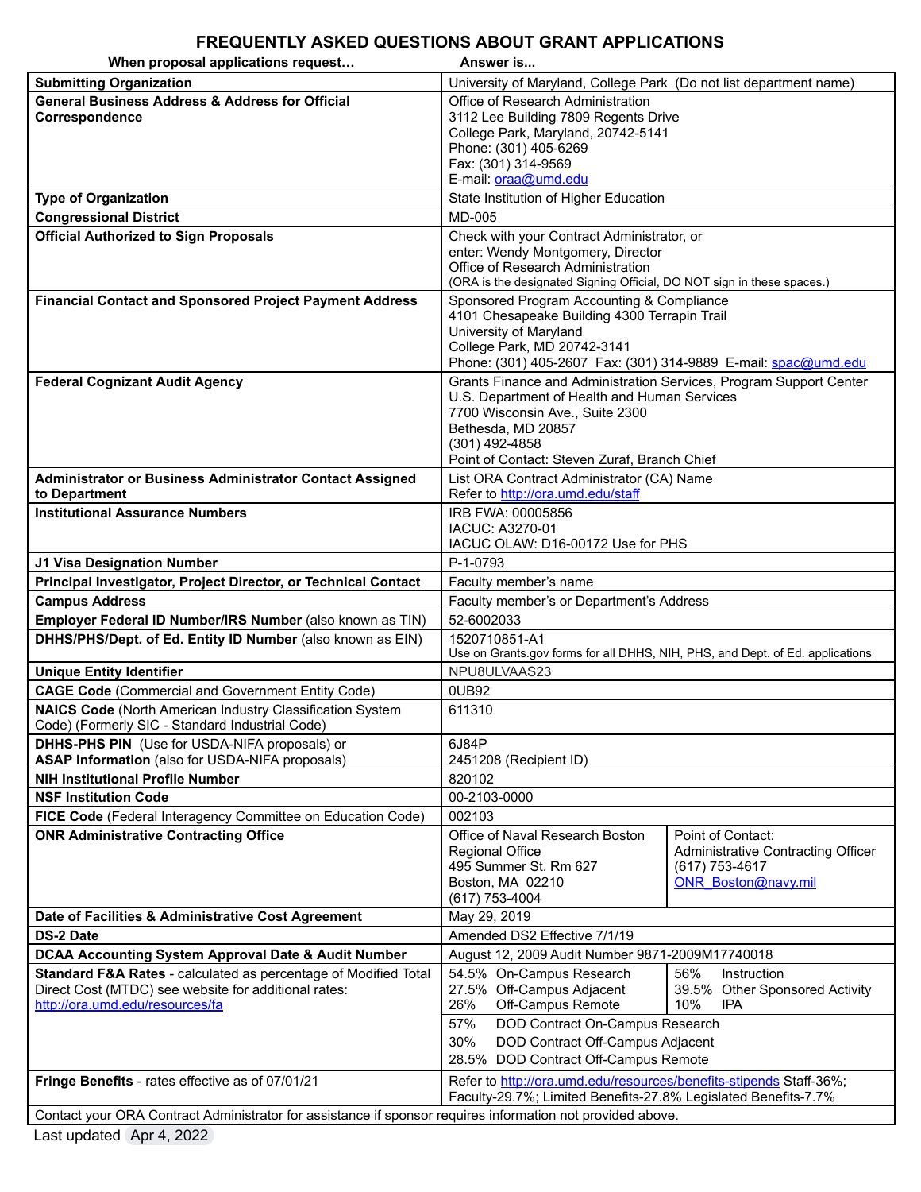# FREQUENTLY ASKED QUESTIONS ABOUT GRANT APPLICATIONS

| When proposal applications request… | Answer is... | |
|---|---|---|
| **Submitting Organization** | University of Maryland, College Park (Do not list department name) | |
| **General Business Address & Address for Official Correspondence** | Office of Research Administration<br>3112 Lee Building 7809 Regents Drive<br>College Park, Maryland, 20742-5141<br>Phone: (301) 405-6269<br>Fax: (301) 314-9569<br>E-mail: oraa@umd.edu | |
| **Type of Organization** | State Institution of Higher Education | |
| **Congressional District** | MD-005 | |
| **Official Authorized to Sign Proposals** | Check with your Contract Administrator, or<br>enter: Wendy Montgomery, Director<br>Office of Research Administration<br>(ORA is the designated Signing Official, DO NOT sign in these spaces.) | |
| **Financial Contact and Sponsored Project Payment Address** | Sponsored Program Accounting & Compliance<br>4101 Chesapeake Building 4300 Terrapin Trail<br>University of Maryland<br>College Park, MD 20742-3141<br>Phone: (301) 405-2607 Fax: (301) 314-9889 E-mail: spac@umd.edu | |
| **Federal Cognizant Audit Agency** | Grants Finance and Administration Services, Program Support Center<br>U.S. Department of Health and Human Services<br>7700 Wisconsin Ave., Suite 2300<br>Bethesda, MD 20857<br>(301) 492-4858<br>Point of Contact: Steven Zuraf, Branch Chief | |
| **Administrator or Business Administrator Contact Assigned to Department** | List ORA Contract Administrator (CA) Name<br>Refer to http://ora.umd.edu/staff | |
| **Institutional Assurance Numbers** | IRB FWA: 00005856<br>IACUC: A3270-01<br>IACUC OLAW: D16-00172 Use for PHS | |
| **J1 Visa Designation Number** | P-1-0793 | |
| **Principal Investigator, Project Director, or Technical Contact** | Faculty member's name | |
| **Campus Address** | Faculty member's or Department's Address | |
| **Employer Federal ID Number/IRS Number** (also known as TIN) | 52-6002033 | |
| **DHHS/PHS/Dept. of Ed. Entity ID Number** (also known as EIN) | 1520710851-A1<br>Use on Grants.gov forms for all DHHS, NIH, PHS, and Dept. of Ed. applications | |
| **Unique Entity Identifier** | NPU8ULVAAS23 | |
| **CAGE Code** (Commercial and Government Entity Code) | 0UB92 | |
| **NAICS Code** (North American Industry Classification System Code) (Formerly SIC - Standard Industrial Code) | 611310 | |
| **DHHS-PHS PIN** (Use for USDA-NIFA proposals) or **ASAP Information** (also for USDA-NIFA proposals) | 6J84P<br>2451208 (Recipient ID) | |
| **NIH Institutional Profile Number** | 820102 | |
| **NSF Institution Code** | 00-2103-0000 | |
| **FICE Code** (Federal Interagency Committee on Education Code) | 002103 | |
| **ONR Administrative Contracting Office** | Office of Naval Research Boston Regional Office<br>495 Summer St. Rm 627<br>Boston, MA 02210<br>(617) 753-4004 | Point of Contact:<br>Administrative Contracting Officer<br>(617) 753-4617<br>ONR_Boston@navy.mil |
| **Date of Facilities & Administrative Cost Agreement** | May 29, 2019 | |
| **DS-2 Date** | Amended DS2 Effective 7/1/19 | |
| **DCAA Accounting System Approval Date & Audit Number** | August 12, 2009 Audit Number 9871-2009M17740018 | |
| **Standard F&A Rates** - calculated as percentage of Modified Total Direct Cost (MTDC) see website for additional rates: http://ora.umd.edu/resources/fa | 54.5% On-Campus Research<br>27.5% Off-Campus Adjacent<br>26% Off-Campus Remote | 56% Instruction<br>39.5% Other Sponsored Activity<br>10% IPA |
| | 57% DOD Contract On-Campus Research<br>30% DOD Contract Off-Campus Adjacent<br>28.5% DOD Contract Off-Campus Remote | |
| **Fringe Benefits** - rates effective as of 07/01/21 | Refer to http://ora.umd.edu/resources/benefits-stipends Staff-36%; Faculty-29.7%; Limited Benefits-27.8% Legislated Benefits-7.7% | |

Contact your ORA Contract Administrator for assistance if sponsor requires information not provided above.

Last updated Apr 4, 2022